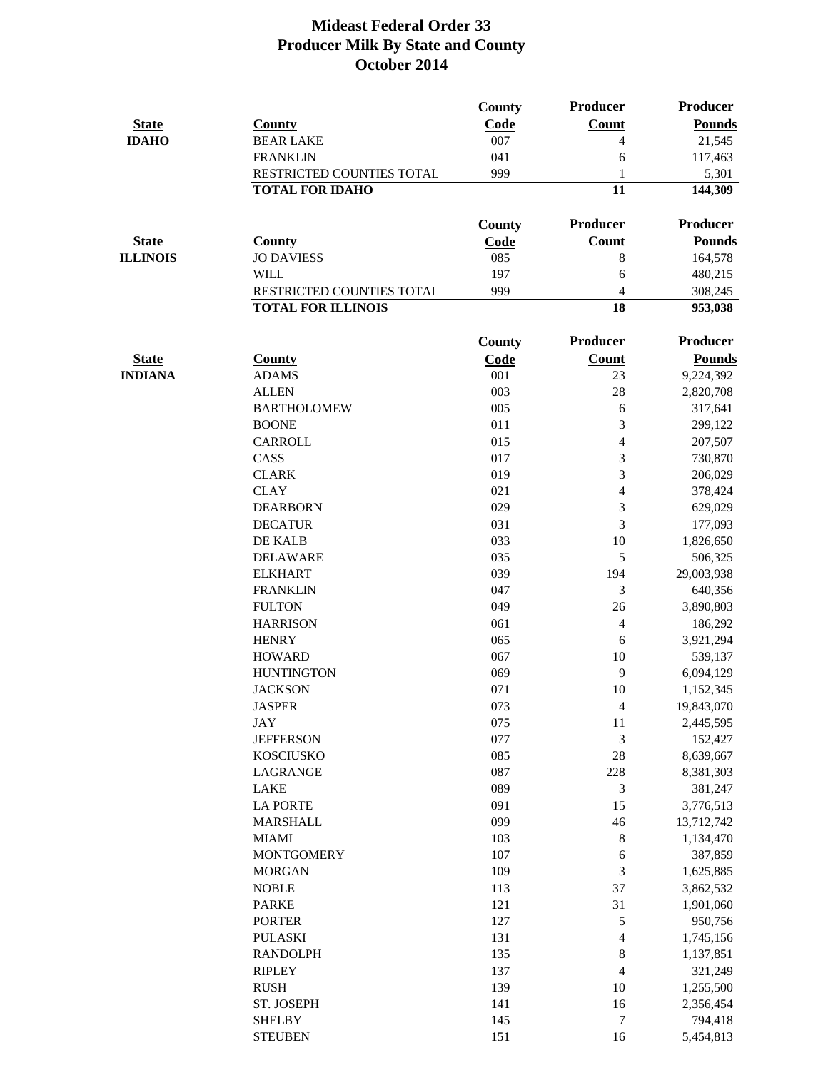# Mideast Federal Order 33
## Producer Milk By State and County
## October 2014

| State | County | County Code | Producer Count | Producer Pounds |
|---|---|---|---|---|
| **IDAHO** | BEAR LAKE | 007 | 4 | 21,545 |
| | FRANKLIN | 041 | 6 | 117,463 |
| | RESTRICTED COUNTIES TOTAL | 999 | 1 | 5,301 |
| | **TOTAL FOR IDAHO** | | **11** | **144,309** |

| State | County | County Code | Producer Count | Producer Pounds |
|---|---|---|---|---|
| **ILLINOIS** | JO DAVIESS | 085 | 8 | 164,578 |
| | WILL | 197 | 6 | 480,215 |
| | RESTRICTED COUNTIES TOTAL | 999 | 4 | 308,245 |
| | **TOTAL FOR ILLINOIS** | | **18** | **953,038** |

| State | County | County Code | Producer Count | Producer Pounds |
|---|---|---|---|---|
| **INDIANA** | ADAMS | 001 | 23 | 9,224,392 |
| | ALLEN | 003 | 28 | 2,820,708 |
| | BARTHOLOMEW | 005 | 6 | 317,641 |
| | BOONE | 011 | 3 | 299,122 |
| | CARROLL | 015 | 4 | 207,507 |
| | CASS | 017 | 3 | 730,870 |
| | CLARK | 019 | 3 | 206,029 |
| | CLAY | 021 | 4 | 378,424 |
| | DEARBORN | 029 | 3 | 629,029 |
| | DECATUR | 031 | 3 | 177,093 |
| | DE KALB | 033 | 10 | 1,826,650 |
| | DELAWARE | 035 | 5 | 506,325 |
| | ELKHART | 039 | 194 | 29,003,938 |
| | FRANKLIN | 047 | 3 | 640,356 |
| | FULTON | 049 | 26 | 3,890,803 |
| | HARRISON | 061 | 4 | 186,292 |
| | HENRY | 065 | 6 | 3,921,294 |
| | HOWARD | 067 | 10 | 539,137 |
| | HUNTINGTON | 069 | 9 | 6,094,129 |
| | JACKSON | 071 | 10 | 1,152,345 |
| | JASPER | 073 | 4 | 19,843,070 |
| | JAY | 075 | 11 | 2,445,595 |
| | JEFFERSON | 077 | 3 | 152,427 |
| | KOSCIUSKO | 085 | 28 | 8,639,667 |
| | LAGRANGE | 087 | 228 | 8,381,303 |
| | LAKE | 089 | 3 | 381,247 |
| | LA PORTE | 091 | 15 | 3,776,513 |
| | MARSHALL | 099 | 46 | 13,712,742 |
| | MIAMI | 103 | 8 | 1,134,470 |
| | MONTGOMERY | 107 | 6 | 387,859 |
| | MORGAN | 109 | 3 | 1,625,885 |
| | NOBLE | 113 | 37 | 3,862,532 |
| | PARKE | 121 | 31 | 1,901,060 |
| | PORTER | 127 | 5 | 950,756 |
| | PULASKI | 131 | 4 | 1,745,156 |
| | RANDOLPH | 135 | 8 | 1,137,851 |
| | RIPLEY | 137 | 4 | 321,249 |
| | RUSH | 139 | 10 | 1,255,500 |
| | ST. JOSEPH | 141 | 16 | 2,356,454 |
| | SHELBY | 145 | 7 | 794,418 |
| | STEUBEN | 151 | 16 | 5,454,813 |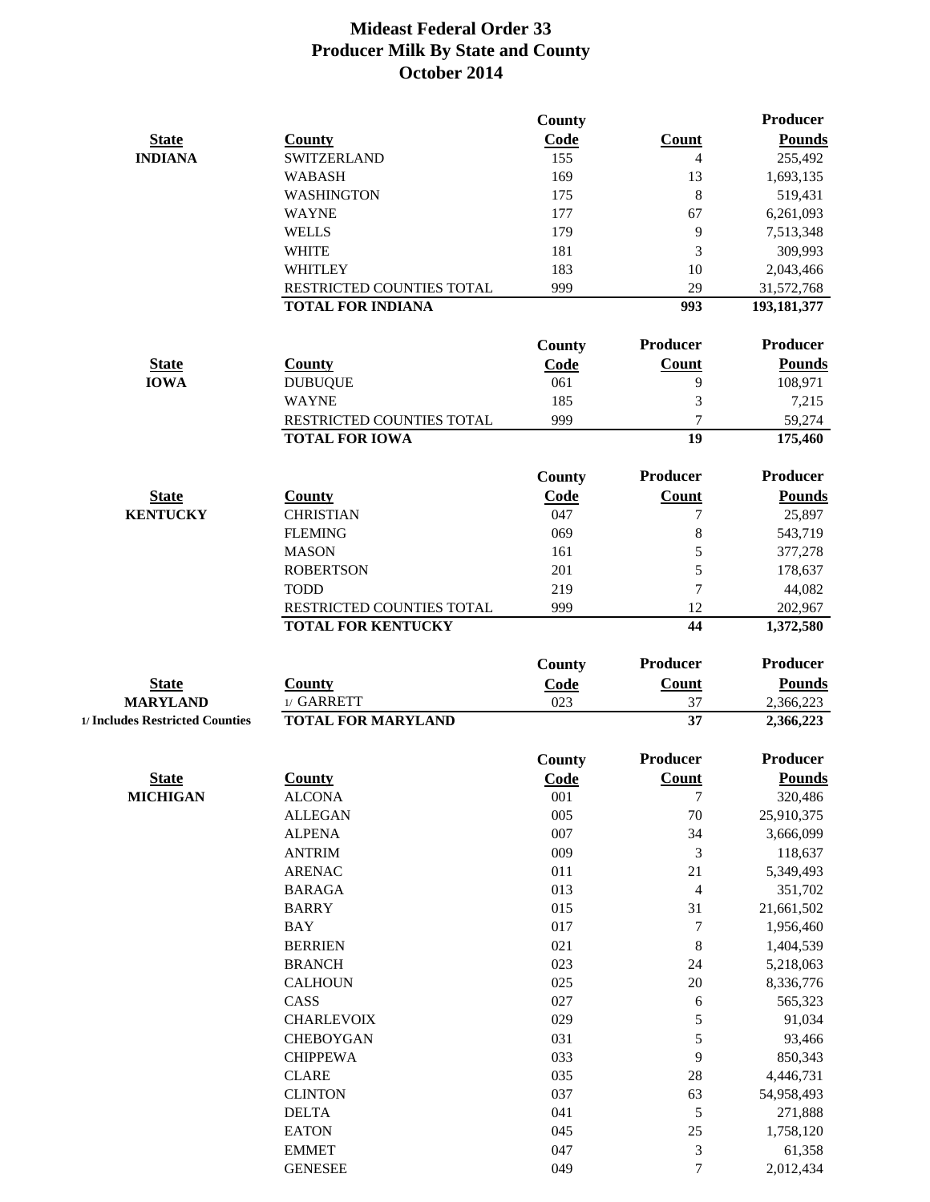# Mideast Federal Order 33
# Producer Milk By State and County
# October 2014

| State | County | County Code | Count | Producer Pounds |
|---|---|---|---|---|
| INDIANA | SWITZERLAND | 155 | 4 | 255,492 |
| | WABASH | 169 | 13 | 1,693,135 |
| | WASHINGTON | 175 | 8 | 519,431 |
| | WAYNE | 177 | 67 | 6,261,093 |
| | WELLS | 179 | 9 | 7,513,348 |
| | WHITE | 181 | 3 | 309,993 |
| | WHITLEY | 183 | 10 | 2,043,466 |
| | RESTRICTED COUNTIES TOTAL | 999 | 29 | 31,572,768 |
| | **TOTAL FOR INDIANA** | | **993** | **193,181,377** |

| State | County | County Code | Producer Count | Producer Pounds |
|---|---|---|---|---|
| IOWA | DUBUQUE | 061 | 9 | 108,971 |
| | WAYNE | 185 | 3 | 7,215 |
| | RESTRICTED COUNTIES TOTAL | 999 | 7 | 59,274 |
| | **TOTAL FOR IOWA** | | **19** | **175,460** |

| State | County | County Code | Producer Count | Producer Pounds |
|---|---|---|---|---|
| KENTUCKY | CHRISTIAN | 047 | 7 | 25,897 |
| | FLEMING | 069 | 8 | 543,719 |
| | MASON | 161 | 5 | 377,278 |
| | ROBERTSON | 201 | 5 | 178,637 |
| | TODD | 219 | 7 | 44,082 |
| | RESTRICTED COUNTIES TOTAL | 999 | 12 | 202,967 |
| | **TOTAL FOR KENTUCKY** | | **44** | **1,372,580** |

| State | County | County Code | Producer Count | Producer Pounds |
|---|---|---|---|---|
| MARYLAND | 1/ GARRETT | 023 | 37 | 2,366,223 |
| 1/ Includes Restricted Counties | **TOTAL FOR MARYLAND** | | **37** | **2,366,223** |

| State | County | County Code | Producer Count | Producer Pounds |
|---|---|---|---|---|
| MICHIGAN | ALCONA | 001 | 7 | 320,486 |
| | ALLEGAN | 005 | 70 | 25,910,375 |
| | ALPENA | 007 | 34 | 3,666,099 |
| | ANTRIM | 009 | 3 | 118,637 |
| | ARENAC | 011 | 21 | 5,349,493 |
| | BARAGA | 013 | 4 | 351,702 |
| | BARRY | 015 | 31 | 21,661,502 |
| | BAY | 017 | 7 | 1,956,460 |
| | BERRIEN | 021 | 8 | 1,404,539 |
| | BRANCH | 023 | 24 | 5,218,063 |
| | CALHOUN | 025 | 20 | 8,336,776 |
| | CASS | 027 | 6 | 565,323 |
| | CHARLEVOIX | 029 | 5 | 91,034 |
| | CHEBOYGAN | 031 | 5 | 93,466 |
| | CHIPPEWA | 033 | 9 | 850,343 |
| | CLARE | 035 | 28 | 4,446,731 |
| | CLINTON | 037 | 63 | 54,958,493 |
| | DELTA | 041 | 5 | 271,888 |
| | EATON | 045 | 25 | 1,758,120 |
| | EMMET | 047 | 3 | 61,358 |
| | GENESEE | 049 | 7 | 2,012,434 |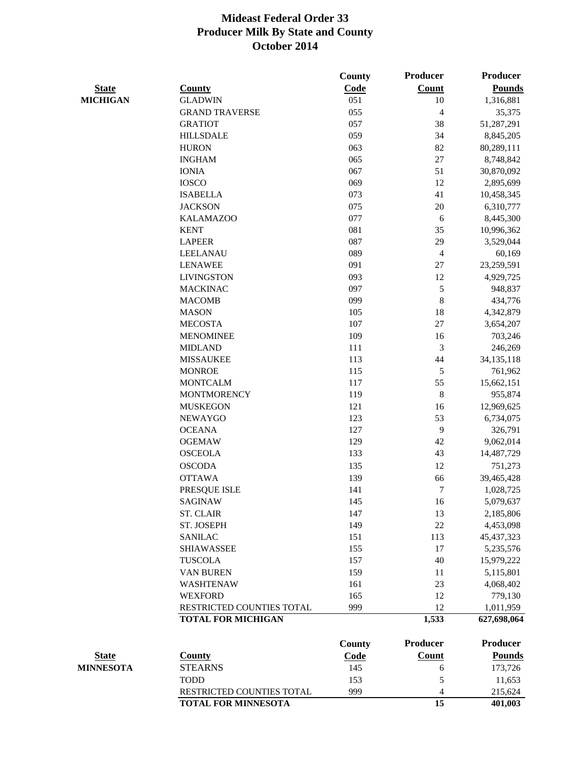# Mideast Federal Order 33
## Producer Milk By State and County
### October 2014

| State | County | County Code | Producer Count | Producer Pounds |
|---|---|---|---|---|
| MICHIGAN | GLADWIN | 051 | 10 | 1,316,881 |
| | GRAND TRAVERSE | 055 | 4 | 35,375 |
| | GRATIOT | 057 | 38 | 51,287,291 |
| | HILLSDALE | 059 | 34 | 8,845,205 |
| | HURON | 063 | 82 | 80,289,111 |
| | INGHAM | 065 | 27 | 8,748,842 |
| | IONIA | 067 | 51 | 30,870,092 |
| | IOSCO | 069 | 12 | 2,895,699 |
| | ISABELLA | 073 | 41 | 10,458,345 |
| | JACKSON | 075 | 20 | 6,310,777 |
| | KALAMAZOO | 077 | 6 | 8,445,300 |
| | KENT | 081 | 35 | 10,996,362 |
| | LAPEER | 087 | 29 | 3,529,044 |
| | LEELANAU | 089 | 4 | 60,169 |
| | LENAWEE | 091 | 27 | 23,259,591 |
| | LIVINGSTON | 093 | 12 | 4,929,725 |
| | MACKINAC | 097 | 5 | 948,837 |
| | MACOMB | 099 | 8 | 434,776 |
| | MASON | 105 | 18 | 4,342,879 |
| | MECOSTA | 107 | 27 | 3,654,207 |
| | MENOMINEE | 109 | 16 | 703,246 |
| | MIDLAND | 111 | 3 | 246,269 |
| | MISSAUKEE | 113 | 44 | 34,135,118 |
| | MONROE | 115 | 5 | 761,962 |
| | MONTCALM | 117 | 55 | 15,662,151 |
| | MONTMORENCY | 119 | 8 | 955,874 |
| | MUSKEGON | 121 | 16 | 12,969,625 |
| | NEWAYGO | 123 | 53 | 6,734,075 |
| | OCEANA | 127 | 9 | 326,791 |
| | OGEMAW | 129 | 42 | 9,062,014 |
| | OSCEOLA | 133 | 43 | 14,487,729 |
| | OSCODA | 135 | 12 | 751,273 |
| | OTTAWA | 139 | 66 | 39,465,428 |
| | PRESQUE ISLE | 141 | 7 | 1,028,725 |
| | SAGINAW | 145 | 16 | 5,079,637 |
| | ST. CLAIR | 147 | 13 | 2,185,806 |
| | ST. JOSEPH | 149 | 22 | 4,453,098 |
| | SANILAC | 151 | 113 | 45,437,323 |
| | SHIAWASSEE | 155 | 17 | 5,235,576 |
| | TUSCOLA | 157 | 40 | 15,979,222 |
| | VAN BUREN | 159 | 11 | 5,115,801 |
| | WASHTENAW | 161 | 23 | 4,068,402 |
| | WEXFORD | 165 | 12 | 779,130 |
| | RESTRICTED COUNTIES TOTAL | 999 | 12 | 1,011,959 |
| | **TOTAL FOR MICHIGAN** | | **1,533** | **627,698,064** |

| State | County | County Code | Producer Count | Producer Pounds |
|---|---|---|---|---|
| MINNESOTA | STEARNS | 145 | 6 | 173,726 |
| | TODD | 153 | 5 | 11,653 |
| | RESTRICTED COUNTIES TOTAL | 999 | 4 | 215,624 |
| | **TOTAL FOR MINNESOTA** | | **15** | **401,003** |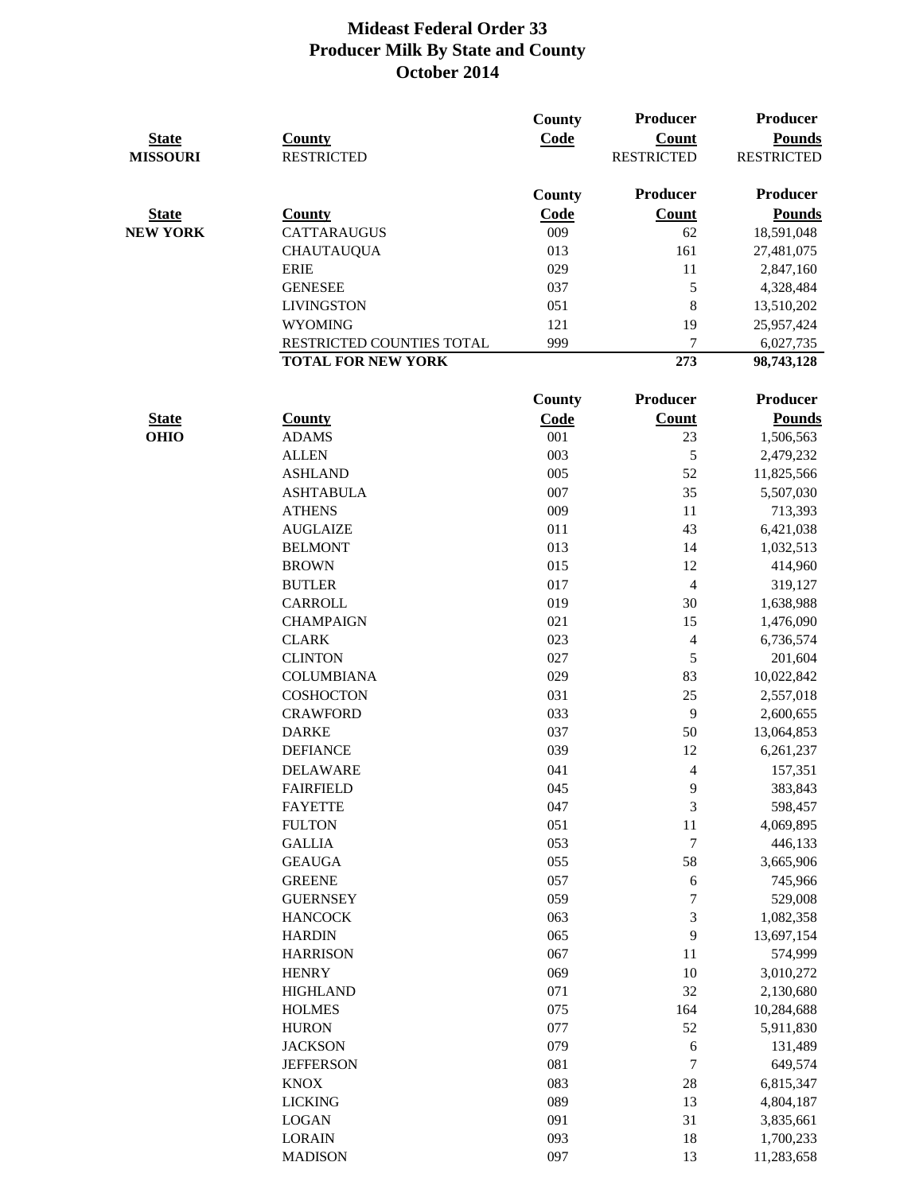# Mideast Federal Order 33
## Producer Milk By State and County
## October 2014

| State | County | County Code | Producer Count | Producer Pounds |
|---|---|---|---|---|
| MISSOURI | RESTRICTED | | RESTRICTED | RESTRICTED |

| State | County | County Code | Producer Count | Producer Pounds |
|---|---|---|---|---|
| NEW YORK | CATTARAUGUS | 009 | 62 | 18,591,048 |
| | CHAUTAUQUA | 013 | 161 | 27,481,075 |
| | ERIE | 029 | 11 | 2,847,160 |
| | GENESEE | 037 | 5 | 4,328,484 |
| | LIVINGSTON | 051 | 8 | 13,510,202 |
| | WYOMING | 121 | 19 | 25,957,424 |
| | RESTRICTED COUNTIES TOTAL | 999 | 7 | 6,027,735 |
| | **TOTAL FOR NEW YORK** | | **273** | **98,743,128** |

| State | County | County Code | Producer Count | Producer Pounds |
|---|---|---|---|---|
| OHIO | ADAMS | 001 | 23 | 1,506,563 |
| | ALLEN | 003 | 5 | 2,479,232 |
| | ASHLAND | 005 | 52 | 11,825,566 |
| | ASHTABULA | 007 | 35 | 5,507,030 |
| | ATHENS | 009 | 11 | 713,393 |
| | AUGLAIZE | 011 | 43 | 6,421,038 |
| | BELMONT | 013 | 14 | 1,032,513 |
| | BROWN | 015 | 12 | 414,960 |
| | BUTLER | 017 | 4 | 319,127 |
| | CARROLL | 019 | 30 | 1,638,988 |
| | CHAMPAIGN | 021 | 15 | 1,476,090 |
| | CLARK | 023 | 4 | 6,736,574 |
| | CLINTON | 027 | 5 | 201,604 |
| | COLUMBIANA | 029 | 83 | 10,022,842 |
| | COSHOCTON | 031 | 25 | 2,557,018 |
| | CRAWFORD | 033 | 9 | 2,600,655 |
| | DARKE | 037 | 50 | 13,064,853 |
| | DEFIANCE | 039 | 12 | 6,261,237 |
| | DELAWARE | 041 | 4 | 157,351 |
| | FAIRFIELD | 045 | 9 | 383,843 |
| | FAYETTE | 047 | 3 | 598,457 |
| | FULTON | 051 | 11 | 4,069,895 |
| | GALLIA | 053 | 7 | 446,133 |
| | GEAUGA | 055 | 58 | 3,665,906 |
| | GREENE | 057 | 6 | 745,966 |
| | GUERNSEY | 059 | 7 | 529,008 |
| | HANCOCK | 063 | 3 | 1,082,358 |
| | HARDIN | 065 | 9 | 13,697,154 |
| | HARRISON | 067 | 11 | 574,999 |
| | HENRY | 069 | 10 | 3,010,272 |
| | HIGHLAND | 071 | 32 | 2,130,680 |
| | HOLMES | 075 | 164 | 10,284,688 |
| | HURON | 077 | 52 | 5,911,830 |
| | JACKSON | 079 | 6 | 131,489 |
| | JEFFERSON | 081 | 7 | 649,574 |
| | KNOX | 083 | 28 | 6,815,347 |
| | LICKING | 089 | 13 | 4,804,187 |
| | LOGAN | 091 | 31 | 3,835,661 |
| | LORAIN | 093 | 18 | 1,700,233 |
| | MADISON | 097 | 13 | 11,283,658 |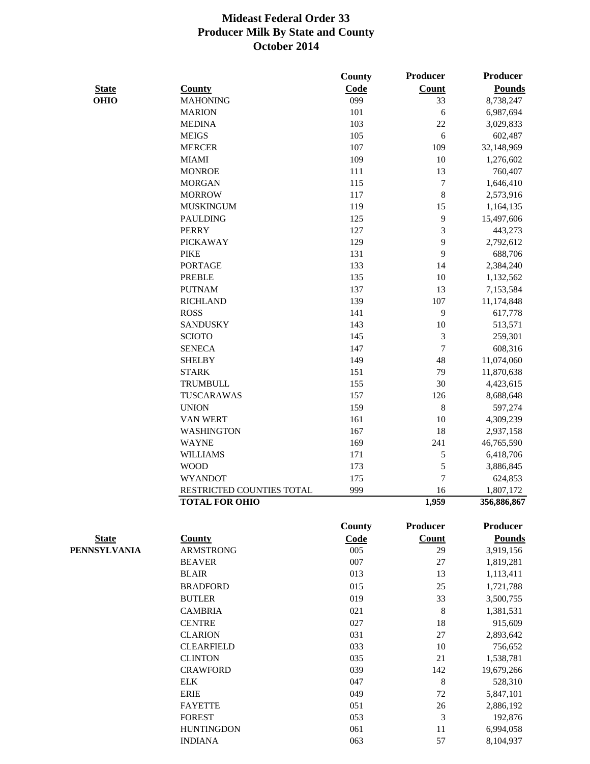# Mideast Federal Order 33
## Producer Milk By State and County
## October 2014

| State | County | County Code | Producer Count | Producer Pounds |
|---|---|---|---|---|
| **OHIO** | MAHONING | 099 | 33 | 8,738,247 |
| | MARION | 101 | 6 | 6,987,694 |
| | MEDINA | 103 | 22 | 3,029,833 |
| | MEIGS | 105 | 6 | 602,487 |
| | MERCER | 107 | 109 | 32,148,969 |
| | MIAMI | 109 | 10 | 1,276,602 |
| | MONROE | 111 | 13 | 760,407 |
| | MORGAN | 115 | 7 | 1,646,410 |
| | MORROW | 117 | 8 | 2,573,916 |
| | MUSKINGUM | 119 | 15 | 1,164,135 |
| | PAULDING | 125 | 9 | 15,497,606 |
| | PERRY | 127 | 3 | 443,273 |
| | PICKAWAY | 129 | 9 | 2,792,612 |
| | PIKE | 131 | 9 | 688,706 |
| | PORTAGE | 133 | 14 | 2,384,240 |
| | PREBLE | 135 | 10 | 1,132,562 |
| | PUTNAM | 137 | 13 | 7,153,584 |
| | RICHLAND | 139 | 107 | 11,174,848 |
| | ROSS | 141 | 9 | 617,778 |
| | SANDUSKY | 143 | 10 | 513,571 |
| | SCIOTO | 145 | 3 | 259,301 |
| | SENECA | 147 | 7 | 608,316 |
| | SHELBY | 149 | 48 | 11,074,060 |
| | STARK | 151 | 79 | 11,870,638 |
| | TRUMBULL | 155 | 30 | 4,423,615 |
| | TUSCARAWAS | 157 | 126 | 8,688,648 |
| | UNION | 159 | 8 | 597,274 |
| | VAN WERT | 161 | 10 | 4,309,239 |
| | WASHINGTON | 167 | 18 | 2,937,158 |
| | WAYNE | 169 | 241 | 46,765,590 |
| | WILLIAMS | 171 | 5 | 6,418,706 |
| | WOOD | 173 | 5 | 3,886,845 |
| | WYANDOT | 175 | 7 | 624,853 |
| | RESTRICTED COUNTIES TOTAL | 999 | 16 | 1,807,172 |
| | **TOTAL FOR OHIO** | | **1,959** | **356,886,867** |

| State | County | County Code | Producer Count | Producer Pounds |
|---|---|---|---|---|
| **PENNSYLVANIA** | ARMSTRONG | 005 | 29 | 3,919,156 |
| | BEAVER | 007 | 27 | 1,819,281 |
| | BLAIR | 013 | 13 | 1,113,411 |
| | BRADFORD | 015 | 25 | 1,721,788 |
| | BUTLER | 019 | 33 | 3,500,755 |
| | CAMBRIA | 021 | 8 | 1,381,531 |
| | CENTRE | 027 | 18 | 915,609 |
| | CLARION | 031 | 27 | 2,893,642 |
| | CLEARFIELD | 033 | 10 | 756,652 |
| | CLINTON | 035 | 21 | 1,538,781 |
| | CRAWFORD | 039 | 142 | 19,679,266 |
| | ELK | 047 | 8 | 528,310 |
| | ERIE | 049 | 72 | 5,847,101 |
| | FAYETTE | 051 | 26 | 2,886,192 |
| | FOREST | 053 | 3 | 192,876 |
| | HUNTINGDON | 061 | 11 | 6,994,058 |
| | INDIANA | 063 | 57 | 8,104,937 |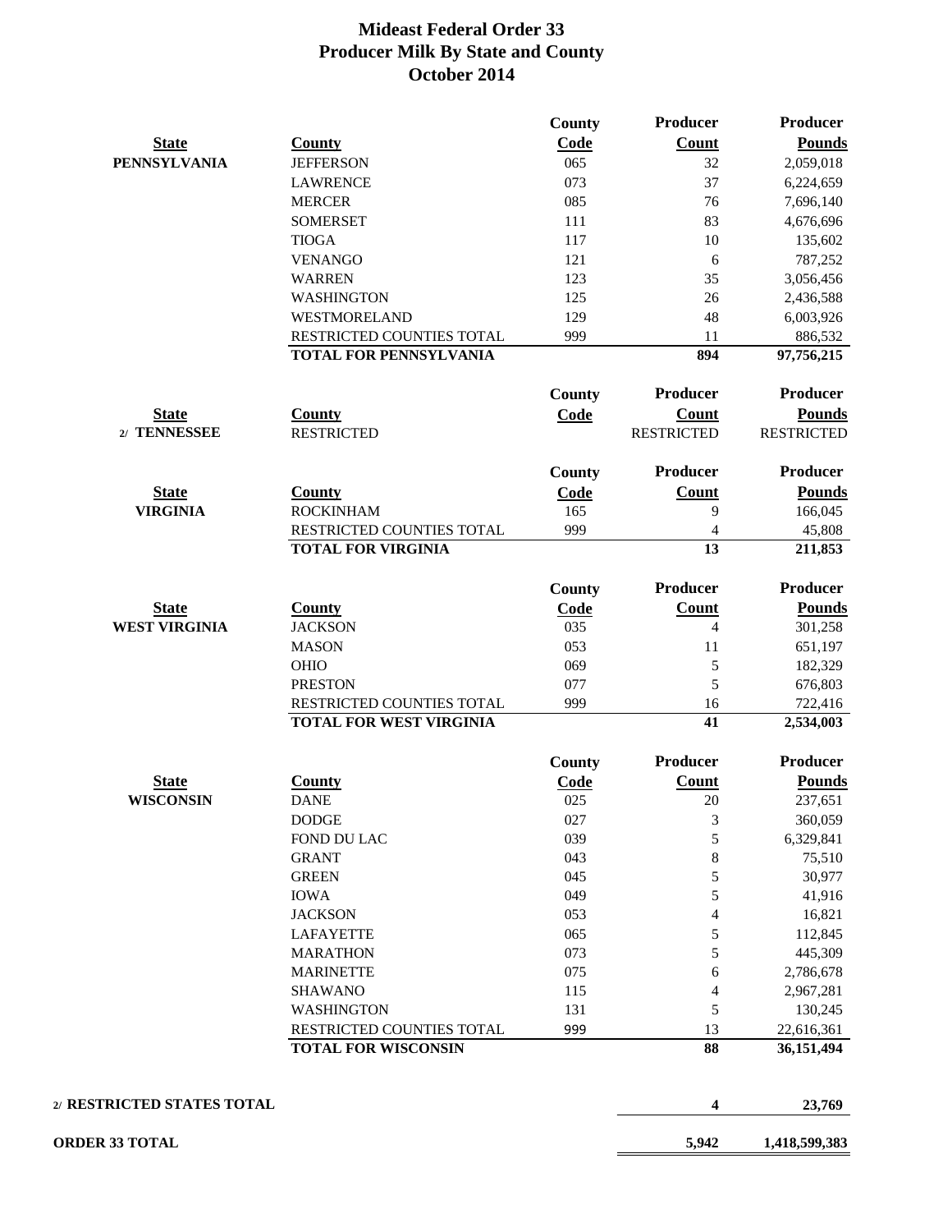# Mideast Federal Order 33
## Producer Milk By State and County
## October 2014

| State | County | County Code | Producer Count | Producer Pounds |
|---|---|---|---|---|
| PENNSYLVANIA | JEFFERSON | 065 | 32 | 2,059,018 |
| | LAWRENCE | 073 | 37 | 6,224,659 |
| | MERCER | 085 | 76 | 7,696,140 |
| | SOMERSET | 111 | 83 | 4,676,696 |
| | TIOGA | 117 | 10 | 135,602 |
| | VENANGO | 121 | 6 | 787,252 |
| | WARREN | 123 | 35 | 3,056,456 |
| | WASHINGTON | 125 | 26 | 2,436,588 |
| | WESTMORELAND | 129 | 48 | 6,003,926 |
| | RESTRICTED COUNTIES TOTAL | 999 | 11 | 886,532 |
| | **TOTAL FOR PENNSYLVANIA** | | **894** | **97,756,215** |

| State | County | County Code | Producer Count | Producer Pounds |
|---|---|---|---|---|
| 2/ TENNESSEE | RESTRICTED | | RESTRICTED | RESTRICTED |

| State | County | County Code | Producer Count | Producer Pounds |
|---|---|---|---|---|
| VIRGINIA | ROCKINHAM | 165 | 9 | 166,045 |
| | RESTRICTED COUNTIES TOTAL | 999 | 4 | 45,808 |
| | **TOTAL FOR VIRGINIA** | | **13** | **211,853** |

| State | County | County Code | Producer Count | Producer Pounds |
|---|---|---|---|---|
| WEST VIRGINIA | JACKSON | 035 | 4 | 301,258 |
| | MASON | 053 | 11 | 651,197 |
| | OHIO | 069 | 5 | 182,329 |
| | PRESTON | 077 | 5 | 676,803 |
| | RESTRICTED COUNTIES TOTAL | 999 | 16 | 722,416 |
| | **TOTAL FOR WEST VIRGINIA** | | **41** | **2,534,003** |

| State | County | County Code | Producer Count | Producer Pounds |
|---|---|---|---|---|
| WISCONSIN | DANE | 025 | 20 | 237,651 |
| | DODGE | 027 | 3 | 360,059 |
| | FOND DU LAC | 039 | 5 | 6,329,841 |
| | GRANT | 043 | 8 | 75,510 |
| | GREEN | 045 | 5 | 30,977 |
| | IOWA | 049 | 5 | 41,916 |
| | JACKSON | 053 | 4 | 16,821 |
| | LAFAYETTE | 065 | 5 | 112,845 |
| | MARATHON | 073 | 5 | 445,309 |
| | MARINETTE | 075 | 6 | 2,786,678 |
| | SHAWANO | 115 | 4 | 2,967,281 |
| | WASHINGTON | 131 | 5 | 130,245 |
| | RESTRICTED COUNTIES TOTAL | 999 | 13 | 22,616,361 |
| | **TOTAL FOR WISCONSIN** | | **88** | **36,151,494** |

| | Producer Count | Producer Pounds |
|---|---|---|
| **2/ RESTRICTED STATES TOTAL** | **4** | **23,769** |
| **ORDER 33 TOTAL** | **5,942** | **1,418,599,383** |